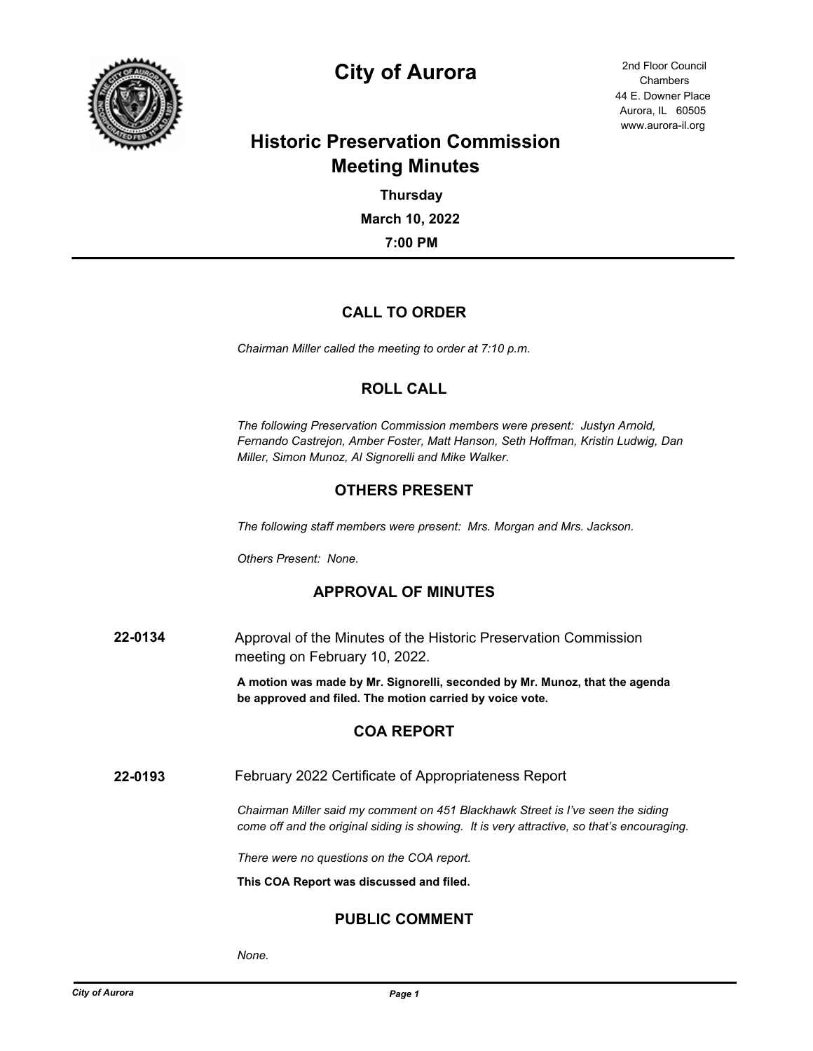# City of Aurora

2nd Floor Council Chambers
44 E. Downer Place
Aurora, IL 60505
www.aurora-il.org

## Historic Preservation Commission Meeting Minutes

**Thursday**

**March 10, 2022**

**7:00 PM**

## CALL TO ORDER

*Chairman Miller called the meeting to order at 7:10 p.m.*

## ROLL CALL

*The following Preservation Commission members were present: Justyn Arnold, Fernando Castrejon, Amber Foster, Matt Hanson, Seth Hoffman, Kristin Ludwig, Dan Miller, Simon Munoz, Al Signorelli and Mike Walker.*

## OTHERS PRESENT

*The following staff members were present: Mrs. Morgan and Mrs. Jackson.*

*Others Present: None.*

## APPROVAL OF MINUTES

**22-0134** Approval of the Minutes of the Historic Preservation Commission meeting on February 10, 2022.

**A motion was made by Mr. Signorelli, seconded by Mr. Munoz, that the agenda be approved and filed. The motion carried by voice vote.**

## COA REPORT

**22-0193** February 2022 Certificate of Appropriateness Report

*Chairman Miller said my comment on 451 Blackhawk Street is I've seen the siding come off and the original siding is showing. It is very attractive, so that's encouraging.*

*There were no questions on the COA report.*

**This COA Report was discussed and filed.**

## PUBLIC COMMENT

*None.*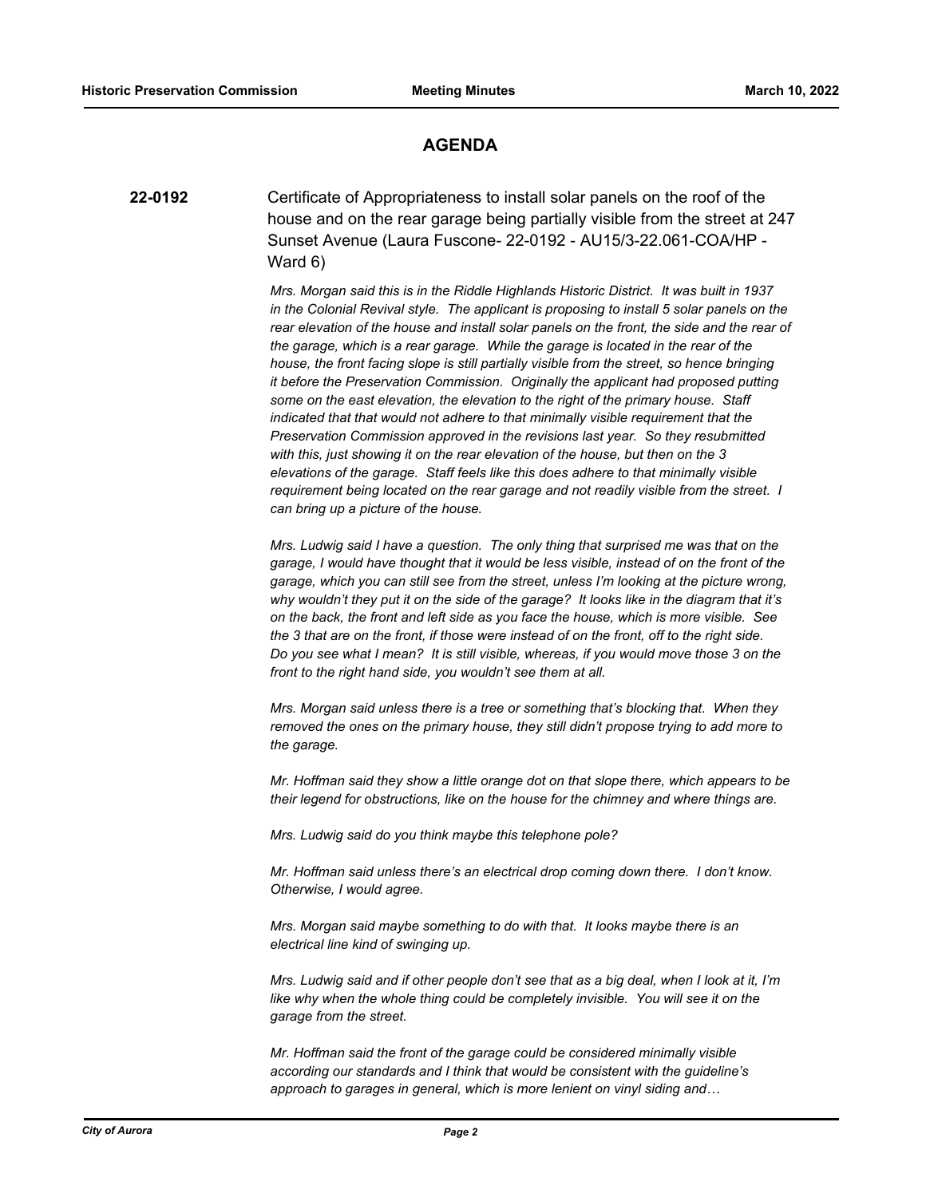## AGENDA

**22-0192** Certificate of Appropriateness to install solar panels on the roof of the house and on the rear garage being partially visible from the street at 247 Sunset Avenue (Laura Fuscone- 22-0192 - AU15/3-22.061-COA/HP - Ward 6)

*Mrs. Morgan said this is in the Riddle Highlands Historic District. It was built in 1937 in the Colonial Revival style. The applicant is proposing to install 5 solar panels on the rear elevation of the house and install solar panels on the front, the side and the rear of the garage, which is a rear garage. While the garage is located in the rear of the house, the front facing slope is still partially visible from the street, so hence bringing it before the Preservation Commission. Originally the applicant had proposed putting some on the east elevation, the elevation to the right of the primary house. Staff indicated that that would not adhere to that minimally visible requirement that the Preservation Commission approved in the revisions last year. So they resubmitted with this, just showing it on the rear elevation of the house, but then on the 3 elevations of the garage. Staff feels like this does adhere to that minimally visible requirement being located on the rear garage and not readily visible from the street. I can bring up a picture of the house.*

*Mrs. Ludwig said I have a question. The only thing that surprised me was that on the garage, I would have thought that it would be less visible, instead of on the front of the garage, which you can still see from the street, unless I'm looking at the picture wrong, why wouldn't they put it on the side of the garage? It looks like in the diagram that it's on the back, the front and left side as you face the house, which is more visible. See the 3 that are on the front, if those were instead of on the front, off to the right side. Do you see what I mean? It is still visible, whereas, if you would move those 3 on the front to the right hand side, you wouldn't see them at all.*

*Mrs. Morgan said unless there is a tree or something that's blocking that. When they removed the ones on the primary house, they still didn't propose trying to add more to the garage.*

*Mr. Hoffman said they show a little orange dot on that slope there, which appears to be their legend for obstructions, like on the house for the chimney and where things are.*

*Mrs. Ludwig said do you think maybe this telephone pole?*

*Mr. Hoffman said unless there's an electrical drop coming down there. I don't know. Otherwise, I would agree.*

*Mrs. Morgan said maybe something to do with that. It looks maybe there is an electrical line kind of swinging up.*

*Mrs. Ludwig said and if other people don't see that as a big deal, when I look at it, I'm like why when the whole thing could be completely invisible. You will see it on the garage from the street.*

*Mr. Hoffman said the front of the garage could be considered minimally visible according our standards and I think that would be consistent with the guideline's approach to garages in general, which is more lenient on vinyl siding and…*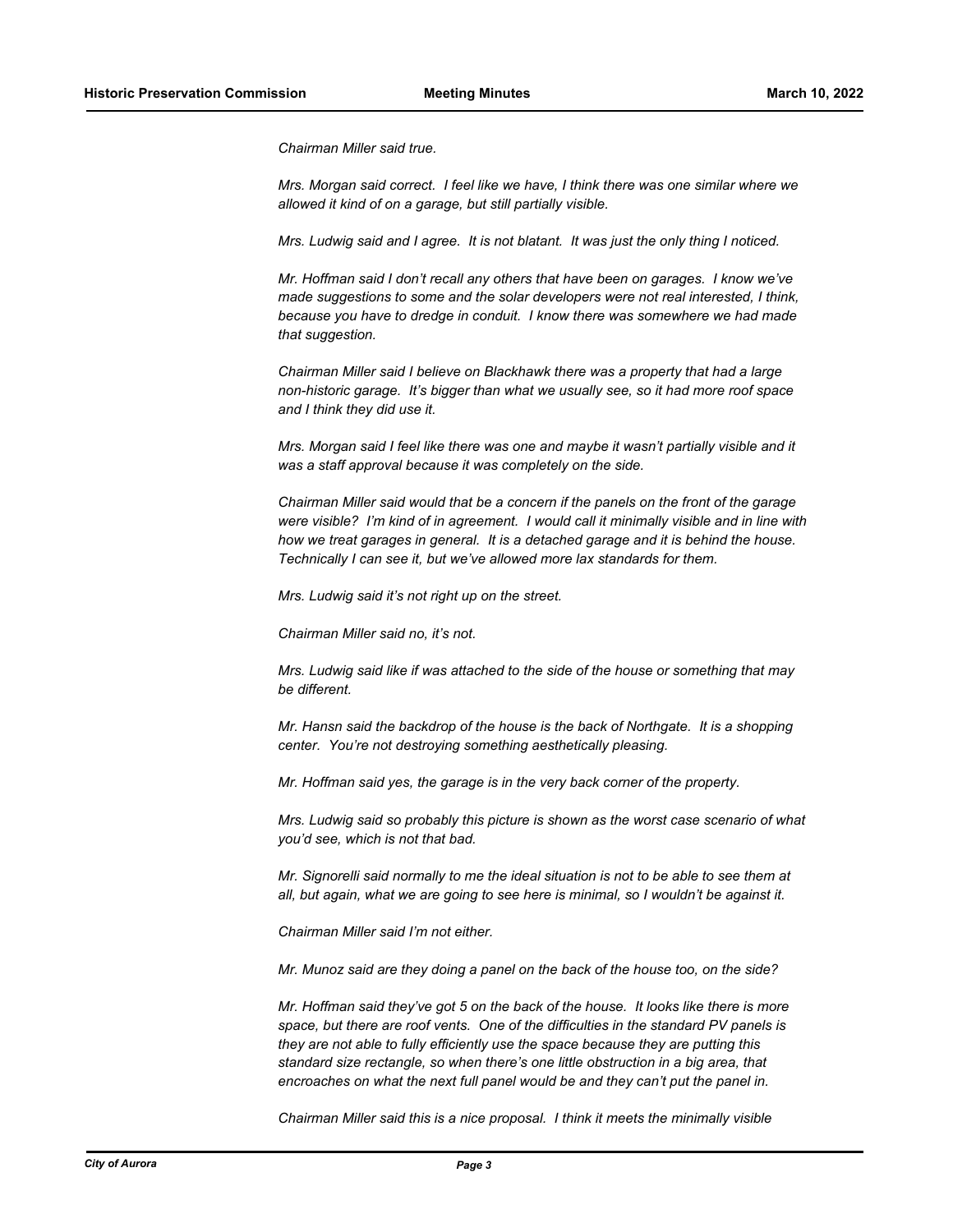*Chairman Miller said true.*

*Mrs. Morgan said correct. I feel like we have, I think there was one similar where we allowed it kind of on a garage, but still partially visible.*

*Mrs. Ludwig said and I agree. It is not blatant. It was just the only thing I noticed.*

*Mr. Hoffman said I don't recall any others that have been on garages. I know we've made suggestions to some and the solar developers were not real interested, I think, because you have to dredge in conduit. I know there was somewhere we had made that suggestion.*

*Chairman Miller said I believe on Blackhawk there was a property that had a large non-historic garage. It's bigger than what we usually see, so it had more roof space and I think they did use it.*

*Mrs. Morgan said I feel like there was one and maybe it wasn't partially visible and it was a staff approval because it was completely on the side.*

*Chairman Miller said would that be a concern if the panels on the front of the garage were visible? I'm kind of in agreement. I would call it minimally visible and in line with how we treat garages in general. It is a detached garage and it is behind the house. Technically I can see it, but we've allowed more lax standards for them.*

*Mrs. Ludwig said it's not right up on the street.*

*Chairman Miller said no, it's not.*

*Mrs. Ludwig said like if was attached to the side of the house or something that may be different.*

*Mr. Hansn said the backdrop of the house is the back of Northgate. It is a shopping center. You're not destroying something aesthetically pleasing.*

*Mr. Hoffman said yes, the garage is in the very back corner of the property.*

*Mrs. Ludwig said so probably this picture is shown as the worst case scenario of what you'd see, which is not that bad.*

*Mr. Signorelli said normally to me the ideal situation is not to be able to see them at all, but again, what we are going to see here is minimal, so I wouldn't be against it.*

*Chairman Miller said I'm not either.*

*Mr. Munoz said are they doing a panel on the back of the house too, on the side?*

*Mr. Hoffman said they've got 5 on the back of the house. It looks like there is more space, but there are roof vents. One of the difficulties in the standard PV panels is they are not able to fully efficiently use the space because they are putting this standard size rectangle, so when there's one little obstruction in a big area, that encroaches on what the next full panel would be and they can't put the panel in.*

*Chairman Miller said this is a nice proposal. I think it meets the minimally visible*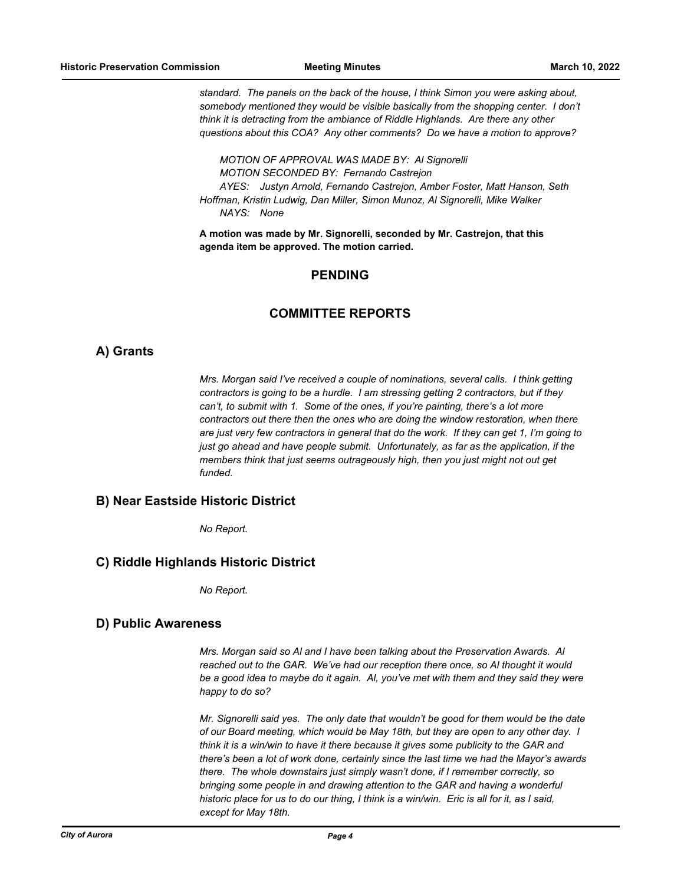*standard. The panels on the back of the house, I think Simon you were asking about, somebody mentioned they would be visible basically from the shopping center. I don't think it is detracting from the ambiance of Riddle Highlands. Are there any other questions about this COA? Any other comments? Do we have a motion to approve?*

*MOTION OF APPROVAL WAS MADE BY: Al Signorelli*
*MOTION SECONDED BY: Fernando Castrejon*
*AYES: Justyn Arnold, Fernando Castrejon, Amber Foster, Matt Hanson, Seth Hoffman, Kristin Ludwig, Dan Miller, Simon Munoz, Al Signorelli, Mike Walker*
*NAYS: None*

**A motion was made by Mr. Signorelli, seconded by Mr. Castrejon, that this agenda item be approved. The motion carried.**

## PENDING

## COMMITTEE REPORTS

### A) Grants

*Mrs. Morgan said I've received a couple of nominations, several calls. I think getting contractors is going to be a hurdle. I am stressing getting 2 contractors, but if they can't, to submit with 1. Some of the ones, if you're painting, there's a lot more contractors out there then the ones who are doing the window restoration, when there are just very few contractors in general that do the work. If they can get 1, I'm going to just go ahead and have people submit. Unfortunately, as far as the application, if the members think that just seems outrageously high, then you just might not out get funded.*

### B) Near Eastside Historic District

*No Report.*

### C) Riddle Highlands Historic District

*No Report.*

### D) Public Awareness

*Mrs. Morgan said so Al and I have been talking about the Preservation Awards. Al reached out to the GAR. We've had our reception there once, so Al thought it would be a good idea to maybe do it again. Al, you've met with them and they said they were happy to do so?*

*Mr. Signorelli said yes. The only date that wouldn't be good for them would be the date of our Board meeting, which would be May 18th, but they are open to any other day. I think it is a win/win to have it there because it gives some publicity to the GAR and there's been a lot of work done, certainly since the last time we had the Mayor's awards there. The whole downstairs just simply wasn't done, if I remember correctly, so bringing some people in and drawing attention to the GAR and having a wonderful historic place for us to do our thing, I think is a win/win. Eric is all for it, as I said, except for May 18th.*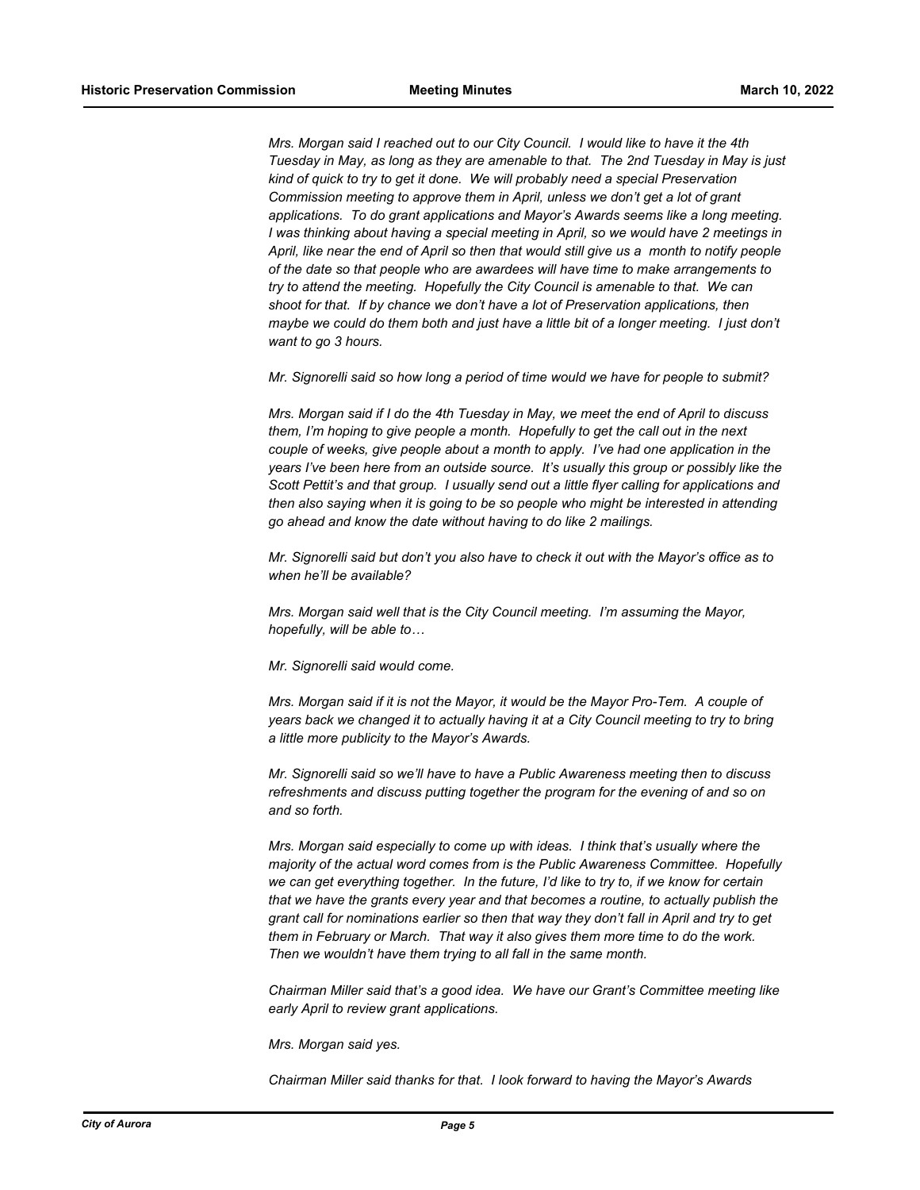*Mrs. Morgan said I reached out to our City Council. I would like to have it the 4th Tuesday in May, as long as they are amenable to that. The 2nd Tuesday in May is just kind of quick to try to get it done. We will probably need a special Preservation Commission meeting to approve them in April, unless we don't get a lot of grant applications. To do grant applications and Mayor's Awards seems like a long meeting. I was thinking about having a special meeting in April, so we would have 2 meetings in April, like near the end of April so then that would still give us a month to notify people of the date so that people who are awardees will have time to make arrangements to try to attend the meeting. Hopefully the City Council is amenable to that. We can shoot for that. If by chance we don't have a lot of Preservation applications, then maybe we could do them both and just have a little bit of a longer meeting. I just don't want to go 3 hours.*

*Mr. Signorelli said so how long a period of time would we have for people to submit?*

*Mrs. Morgan said if I do the 4th Tuesday in May, we meet the end of April to discuss them, I'm hoping to give people a month. Hopefully to get the call out in the next couple of weeks, give people about a month to apply. I've had one application in the years I've been here from an outside source. It's usually this group or possibly like the Scott Pettit's and that group. I usually send out a little flyer calling for applications and then also saying when it is going to be so people who might be interested in attending go ahead and know the date without having to do like 2 mailings.*

*Mr. Signorelli said but don't you also have to check it out with the Mayor's office as to when he'll be available?*

*Mrs. Morgan said well that is the City Council meeting. I'm assuming the Mayor, hopefully, will be able to…*

*Mr. Signorelli said would come.*

*Mrs. Morgan said if it is not the Mayor, it would be the Mayor Pro-Tem. A couple of years back we changed it to actually having it at a City Council meeting to try to bring a little more publicity to the Mayor's Awards.*

*Mr. Signorelli said so we'll have to have a Public Awareness meeting then to discuss refreshments and discuss putting together the program for the evening of and so on and so forth.*

*Mrs. Morgan said especially to come up with ideas. I think that's usually where the majority of the actual word comes from is the Public Awareness Committee. Hopefully we can get everything together. In the future, I'd like to try to, if we know for certain that we have the grants every year and that becomes a routine, to actually publish the grant call for nominations earlier so then that way they don't fall in April and try to get them in February or March. That way it also gives them more time to do the work. Then we wouldn't have them trying to all fall in the same month.*

*Chairman Miller said that's a good idea. We have our Grant's Committee meeting like early April to review grant applications.*

*Mrs. Morgan said yes.*

*Chairman Miller said thanks for that. I look forward to having the Mayor's Awards*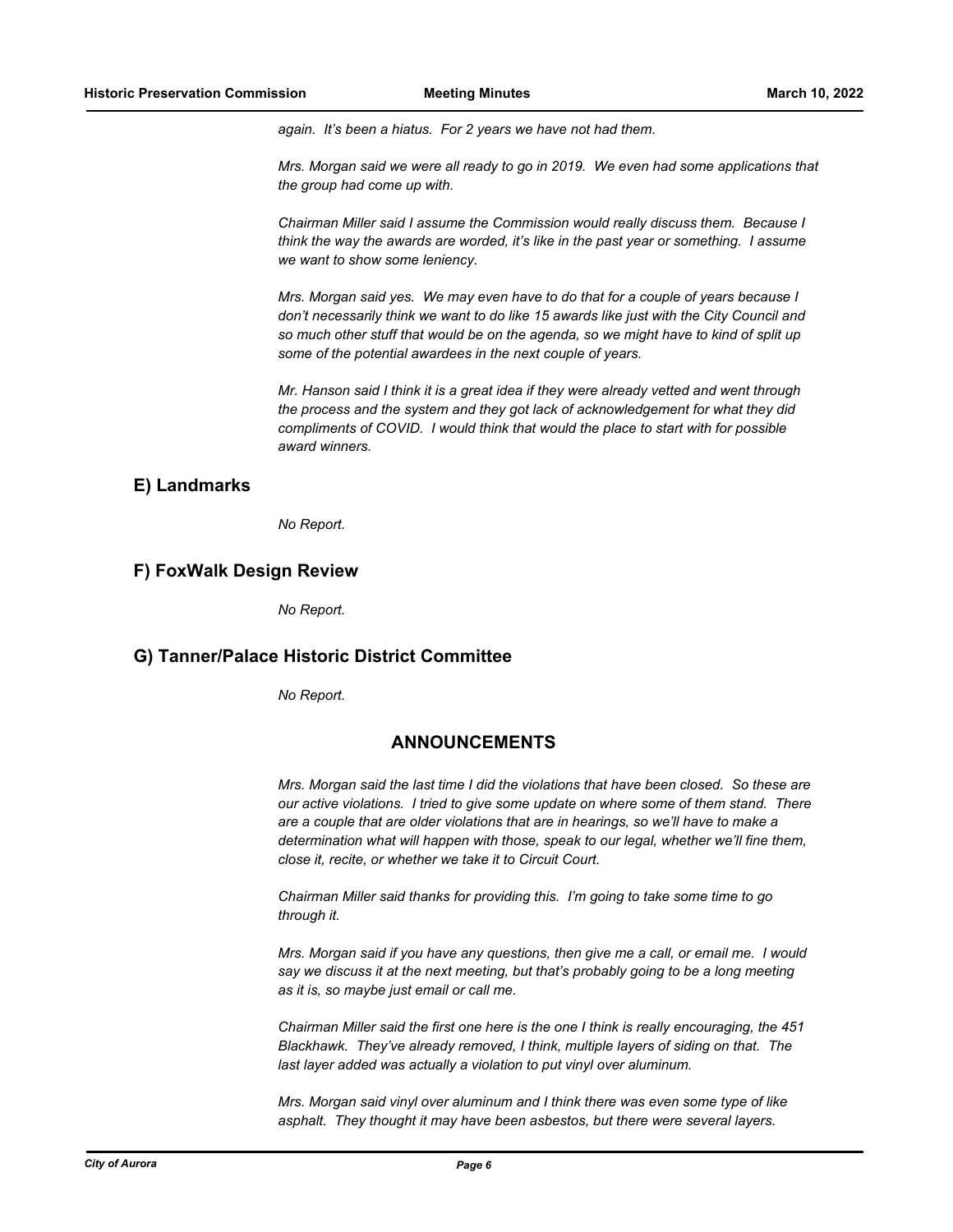*again. It's been a hiatus. For 2 years we have not had them.*

*Mrs. Morgan said we were all ready to go in 2019. We even had some applications that the group had come up with.*

*Chairman Miller said I assume the Commission would really discuss them. Because I think the way the awards are worded, it's like in the past year or something. I assume we want to show some leniency.*

*Mrs. Morgan said yes. We may even have to do that for a couple of years because I don't necessarily think we want to do like 15 awards like just with the City Council and so much other stuff that would be on the agenda, so we might have to kind of split up some of the potential awardees in the next couple of years.*

*Mr. Hanson said I think it is a great idea if they were already vetted and went through the process and the system and they got lack of acknowledgement for what they did compliments of COVID. I would think that would the place to start with for possible award winners.*

## E) Landmarks

*No Report.*

## F) FoxWalk Design Review

*No Report.*

## G) Tanner/Palace Historic District Committee

*No Report.*

## ANNOUNCEMENTS

*Mrs. Morgan said the last time I did the violations that have been closed. So these are our active violations. I tried to give some update on where some of them stand. There are a couple that are older violations that are in hearings, so we'll have to make a determination what will happen with those, speak to our legal, whether we'll fine them, close it, recite, or whether we take it to Circuit Court.*

*Chairman Miller said thanks for providing this. I'm going to take some time to go through it.*

*Mrs. Morgan said if you have any questions, then give me a call, or email me. I would say we discuss it at the next meeting, but that's probably going to be a long meeting as it is, so maybe just email or call me.*

*Chairman Miller said the first one here is the one I think is really encouraging, the 451 Blackhawk. They've already removed, I think, multiple layers of siding on that. The last layer added was actually a violation to put vinyl over aluminum.*

*Mrs. Morgan said vinyl over aluminum and I think there was even some type of like asphalt. They thought it may have been asbestos, but there were several layers.*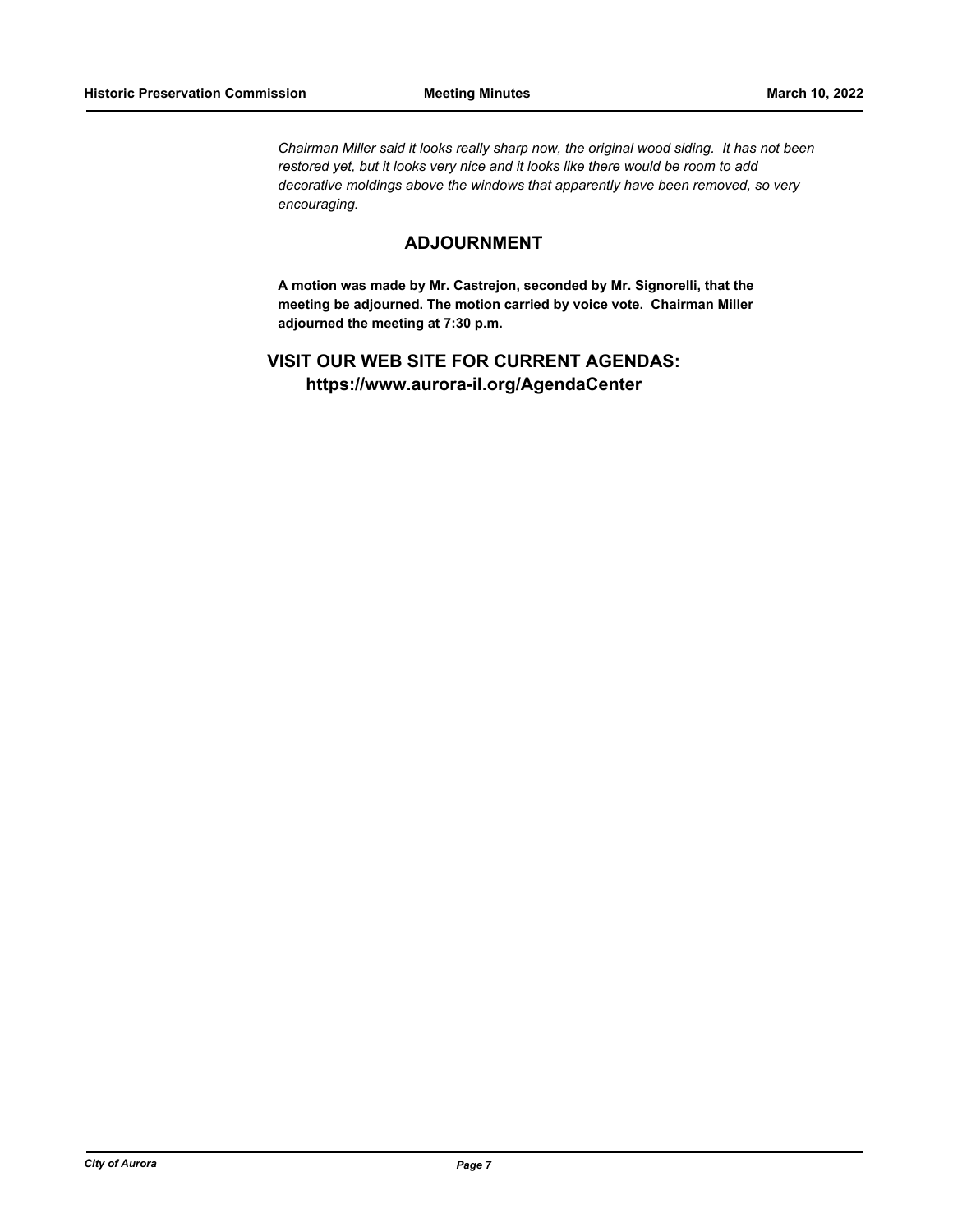*Chairman Miller said it looks really sharp now, the original wood siding.  It has not been restored yet, but it looks very nice and it looks like there would be room to add decorative moldings above the windows that apparently have been removed, so very encouraging.*

## ADJOURNMENT

**A motion was made by Mr. Castrejon, seconded by Mr. Signorelli, that the meeting be adjourned. The motion carried by voice vote.  Chairman Miller adjourned the meeting at 7:30 p.m.**

**VISIT OUR WEB SITE FOR CURRENT AGENDAS: https://www.aurora-il.org/AgendaCenter**